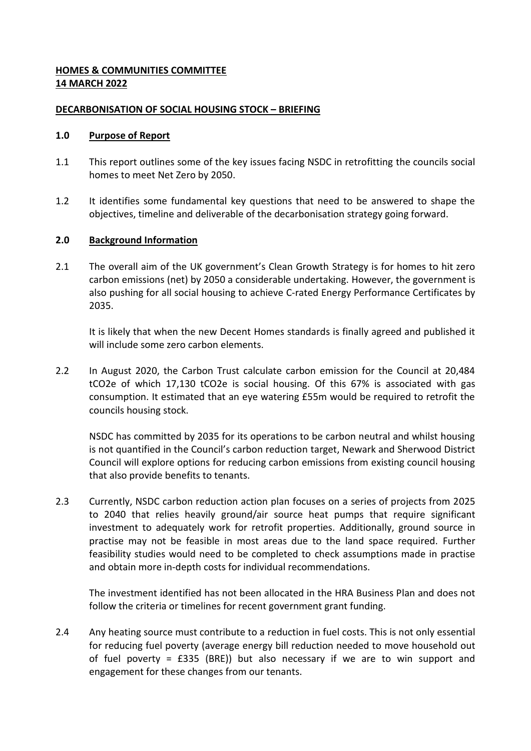**HOMES & COMMUNITIES COMMITTEE**
**14 MARCH 2022**

**DECARBONISATION OF SOCIAL HOUSING STOCK – BRIEFING**

**1.0 Purpose of Report**

1.1 This report outlines some of the key issues facing NSDC in retrofitting the councils social homes to meet Net Zero by 2050.

1.2 It identifies some fundamental key questions that need to be answered to shape the objectives, timeline and deliverable of the decarbonisation strategy going forward.

**2.0 Background Information**

2.1 The overall aim of the UK government's Clean Growth Strategy is for homes to hit zero carbon emissions (net) by 2050 a considerable undertaking. However, the government is also pushing for all social housing to achieve C-rated Energy Performance Certificates by 2035.

It is likely that when the new Decent Homes standards is finally agreed and published it will include some zero carbon elements.

2.2 In August 2020, the Carbon Trust calculate carbon emission for the Council at 20,484 tCO2e of which 17,130 tCO2e is social housing. Of this 67% is associated with gas consumption. It estimated that an eye watering £55m would be required to retrofit the councils housing stock.

NSDC has committed by 2035 for its operations to be carbon neutral and whilst housing is not quantified in the Council's carbon reduction target, Newark and Sherwood District Council will explore options for reducing carbon emissions from existing council housing that also provide benefits to tenants.

2.3 Currently, NSDC carbon reduction action plan focuses on a series of projects from 2025 to 2040 that relies heavily ground/air source heat pumps that require significant investment to adequately work for retrofit properties. Additionally, ground source in practise may not be feasible in most areas due to the land space required. Further feasibility studies would need to be completed to check assumptions made in practise and obtain more in-depth costs for individual recommendations.

The investment identified has not been allocated in the HRA Business Plan and does not follow the criteria or timelines for recent government grant funding.

2.4 Any heating source must contribute to a reduction in fuel costs. This is not only essential for reducing fuel poverty (average energy bill reduction needed to move household out of fuel poverty = £335 (BRE)) but also necessary if we are to win support and engagement for these changes from our tenants.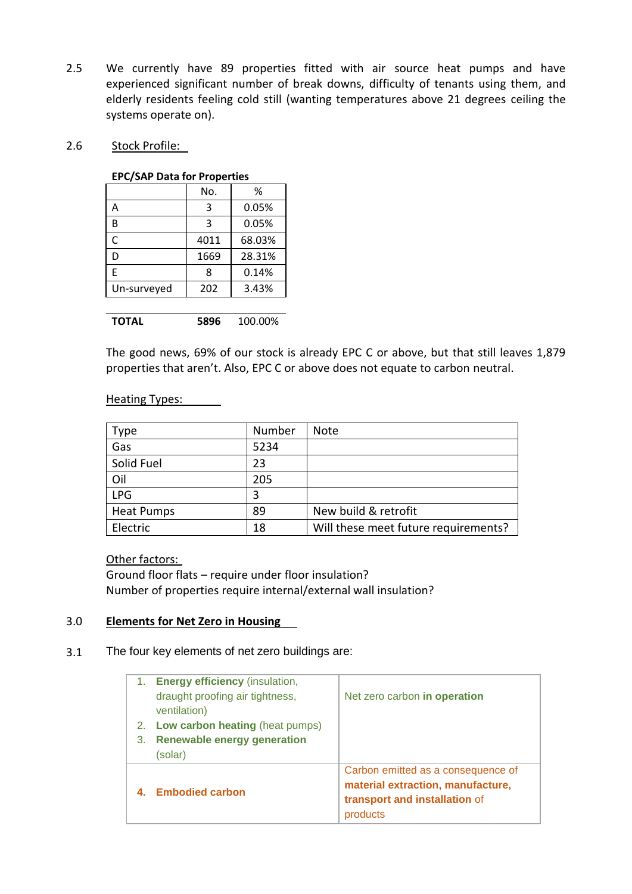2.5 We currently have 89 properties fitted with air source heat pumps and have experienced significant number of break downs, difficulty of tenants using them, and elderly residents feeling cold still (wanting temperatures above 21 degrees ceiling the systems operate on).

2.6 Stock Profile:

**EPC/SAP Data for Properties**

| | No. | % |
|---|---|---|
| A | 3 | 0.05% |
| B | 3 | 0.05% |
| C | 4011 | 68.03% |
| D | 1669 | 28.31% |
| E | 8 | 0.14% |
| Un-surveyed | 202 | 3.43% |
| **TOTAL** | **5896** | 100.00% |

The good news, 69% of our stock is already EPC C or above, but that still leaves 1,879 properties that aren't. Also, EPC C or above does not equate to carbon neutral.

Heating Types:

| Type | Number | Note |
|---|---|---|
| Gas | 5234 | |
| Solid Fuel | 23 | |
| Oil | 205 | |
| LPG | 3 | |
| Heat Pumps | 89 | New build & retrofit |
| Electric | 18 | Will these meet future requirements? |

Other factors:
Ground floor flats – require under floor insulation?
Number of properties require internal/external wall insulation?

## 3.0 Elements for Net Zero in Housing

3.1 The four key elements of net zero buildings are:

| | |
|---|---|
| 1. **Energy efficiency** (insulation, draught proofing air tightness, ventilation)<br>2. **Low carbon heating** (heat pumps)<br>3. **Renewable energy generation** (solar) | Net zero carbon **in operation** |
| 4. **Embodied carbon** | Carbon emitted as a consequence of **material extraction, manufacture, transport and installation** of products |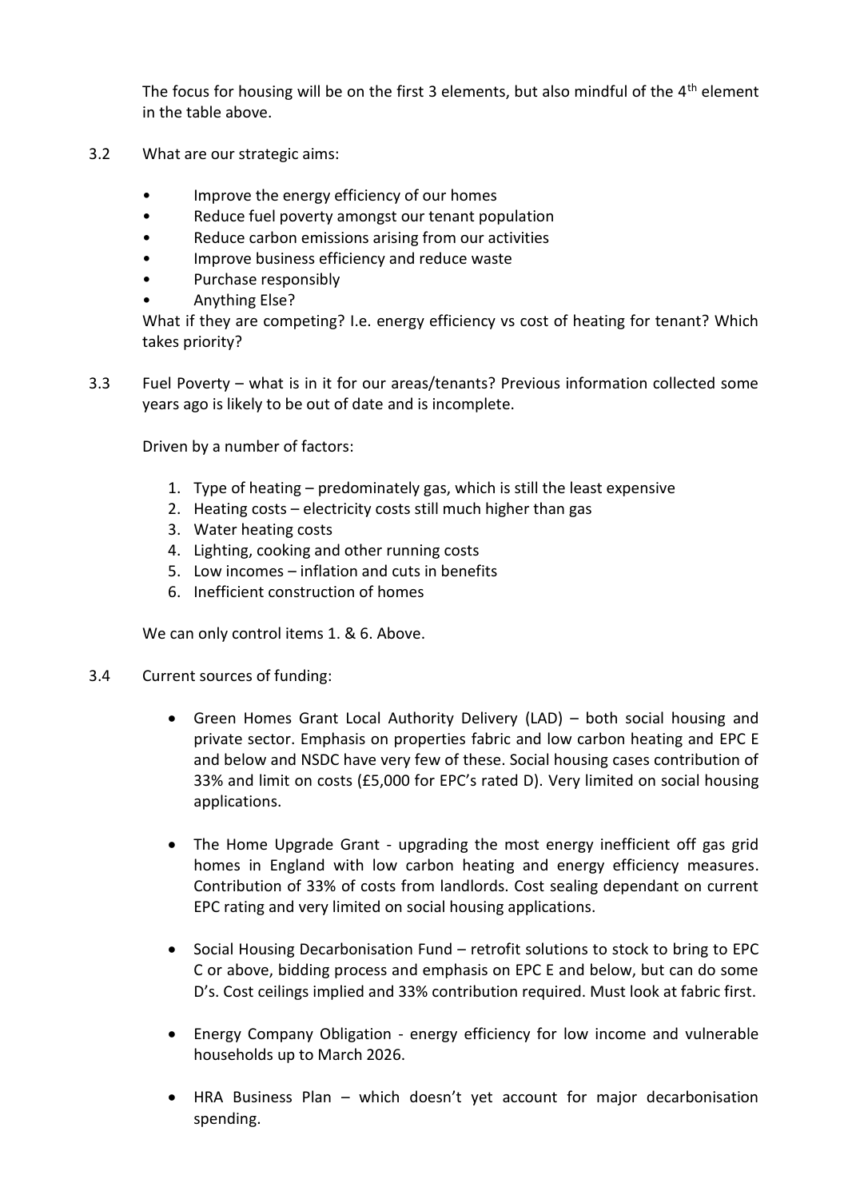The focus for housing will be on the first 3 elements, but also mindful of the 4th element in the table above.

3.2 What are our strategic aims:

- Improve the energy efficiency of our homes
- Reduce fuel poverty amongst our tenant population
- Reduce carbon emissions arising from our activities
- Improve business efficiency and reduce waste
- Purchase responsibly
- Anything Else?

What if they are competing? I.e. energy efficiency vs cost of heating for tenant? Which takes priority?

3.3 Fuel Poverty – what is in it for our areas/tenants? Previous information collected some years ago is likely to be out of date and is incomplete.

Driven by a number of factors:

1. Type of heating – predominately gas, which is still the least expensive
2. Heating costs – electricity costs still much higher than gas
3. Water heating costs
4. Lighting, cooking and other running costs
5. Low incomes – inflation and cuts in benefits
6. Inefficient construction of homes

We can only control items 1. & 6. Above.

3.4 Current sources of funding:

- Green Homes Grant Local Authority Delivery (LAD) – both social housing and private sector. Emphasis on properties fabric and low carbon heating and EPC E and below and NSDC have very few of these. Social housing cases contribution of 33% and limit on costs (£5,000 for EPC's rated D). Very limited on social housing applications.

- The Home Upgrade Grant - upgrading the most energy inefficient off gas grid homes in England with low carbon heating and energy efficiency measures. Contribution of 33% of costs from landlords. Cost sealing dependant on current EPC rating and very limited on social housing applications.

- Social Housing Decarbonisation Fund – retrofit solutions to stock to bring to EPC C or above, bidding process and emphasis on EPC E and below, but can do some D's. Cost ceilings implied and 33% contribution required. Must look at fabric first.

- Energy Company Obligation - energy efficiency for low income and vulnerable households up to March 2026.

- HRA Business Plan – which doesn't yet account for major decarbonisation spending.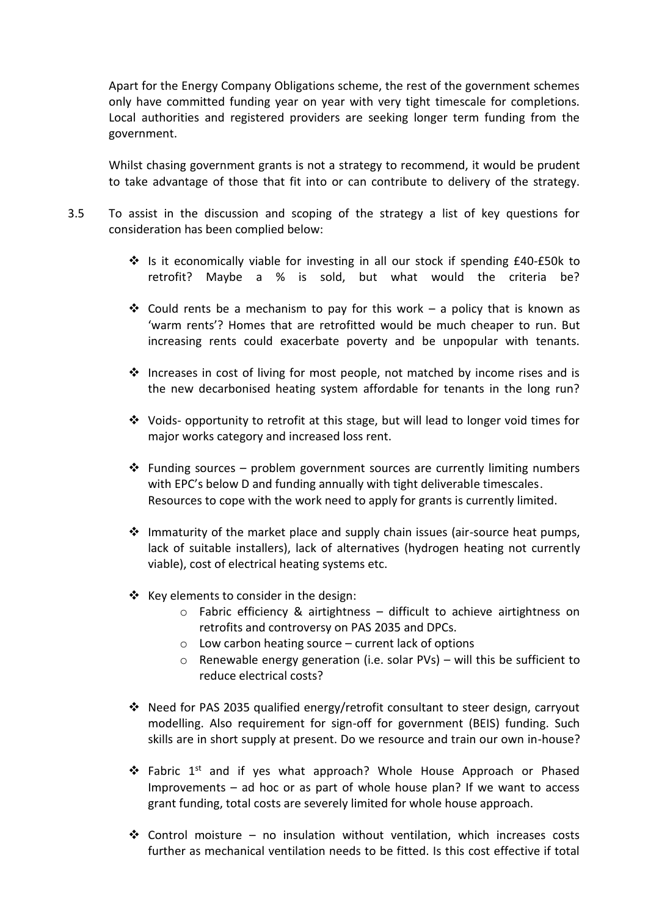Apart for the Energy Company Obligations scheme, the rest of the government schemes only have committed funding year on year with very tight timescale for completions. Local authorities and registered providers are seeking longer term funding from the government.

Whilst chasing government grants is not a strategy to recommend, it would be prudent to take advantage of those that fit into or can contribute to delivery of the strategy.

3.5 To assist in the discussion and scoping of the strategy a list of key questions for consideration has been complied below:

- Is it economically viable for investing in all our stock if spending £40-£50k to retrofit? Maybe a % is sold, but what would the criteria be?
- Could rents be a mechanism to pay for this work – a policy that is known as 'warm rents'? Homes that are retrofitted would be much cheaper to run. But increasing rents could exacerbate poverty and be unpopular with tenants.
- Increases in cost of living for most people, not matched by income rises and is the new decarbonised heating system affordable for tenants in the long run?
- Voids- opportunity to retrofit at this stage, but will lead to longer void times for major works category and increased loss rent.
- Funding sources – problem government sources are currently limiting numbers with EPC's below D and funding annually with tight deliverable timescales. Resources to cope with the work need to apply for grants is currently limited.
- Immaturity of the market place and supply chain issues (air-source heat pumps, lack of suitable installers), lack of alternatives (hydrogen heating not currently viable), cost of electrical heating systems etc.
- Key elements to consider in the design:
  - Fabric efficiency & airtightness – difficult to achieve airtightness on retrofits and controversy on PAS 2035 and DPCs.
  - Low carbon heating source – current lack of options
  - Renewable energy generation (i.e. solar PVs) – will this be sufficient to reduce electrical costs?
- Need for PAS 2035 qualified energy/retrofit consultant to steer design, carryout modelling. Also requirement for sign-off for government (BEIS) funding. Such skills are in short supply at present. Do we resource and train our own in-house?
- Fabric 1st and if yes what approach? Whole House Approach or Phased Improvements – ad hoc or as part of whole house plan? If we want to access grant funding, total costs are severely limited for whole house approach.
- Control moisture – no insulation without ventilation, which increases costs further as mechanical ventilation needs to be fitted. Is this cost effective if total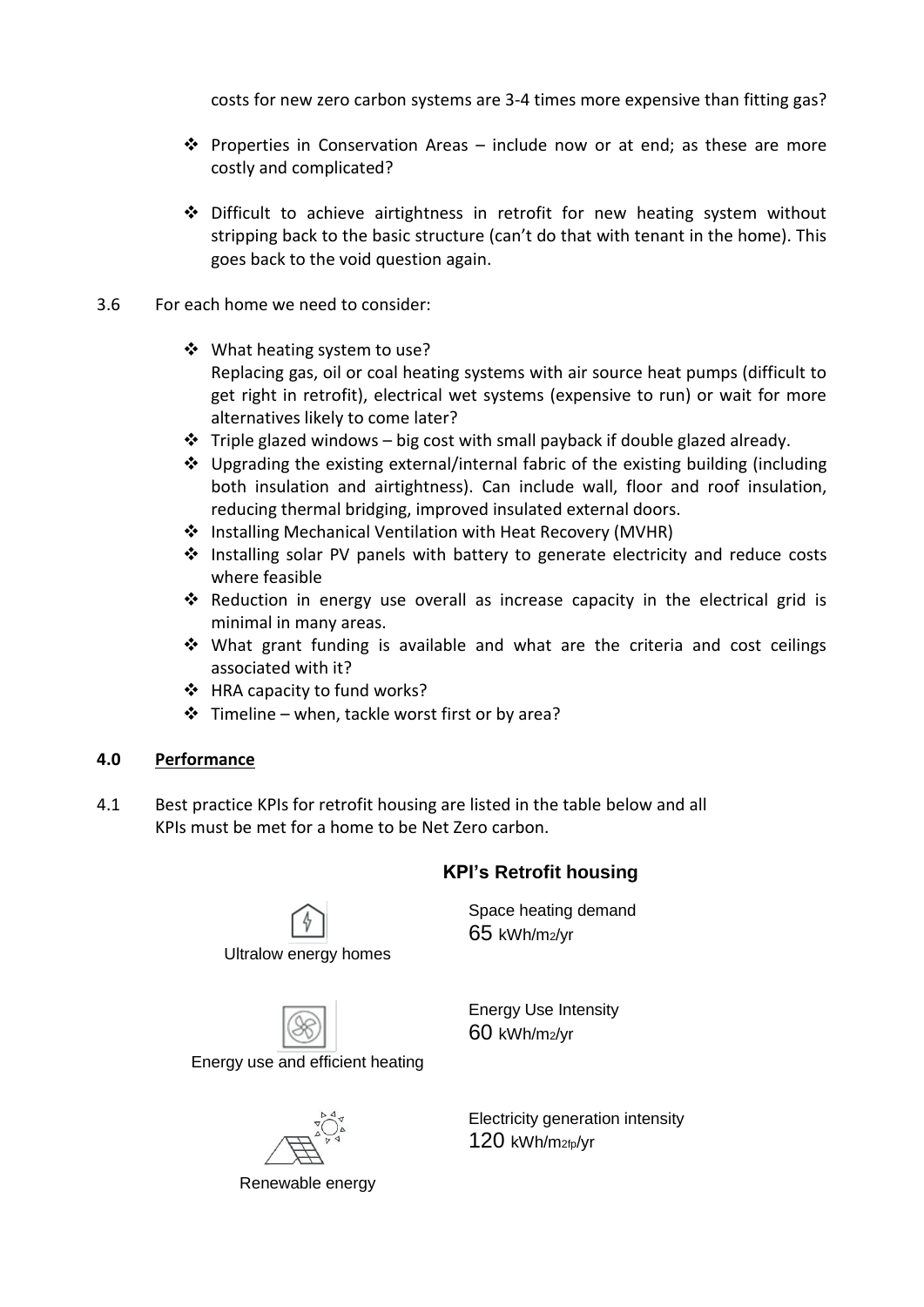costs for new zero carbon systems are 3-4 times more expensive than fitting gas?

- Properties in Conservation Areas – include now or at end; as these are more costly and complicated?

- Difficult to achieve airtightness in retrofit for new heating system without stripping back to the basic structure (can't do that with tenant in the home). This goes back to the void question again.

3.6 For each home we need to consider:

- What heating system to use?
  Replacing gas, oil or coal heating systems with air source heat pumps (difficult to get right in retrofit), electrical wet systems (expensive to run) or wait for more alternatives likely to come later?
- Triple glazed windows – big cost with small payback if double glazed already.
- Upgrading the existing external/internal fabric of the existing building (including both insulation and airtightness). Can include wall, floor and roof insulation, reducing thermal bridging, improved insulated external doors.
- Installing Mechanical Ventilation with Heat Recovery (MVHR)
- Installing solar PV panels with battery to generate electricity and reduce costs where feasible
- Reduction in energy use overall as increase capacity in the electrical grid is minimal in many areas.
- What grant funding is available and what are the criteria and cost ceilings associated with it?
- HRA capacity to fund works?
- Timeline – when, tackle worst first or by area?

## 4.0 Performance

4.1 Best practice KPIs for retrofit housing are listed in the table below and all KPIs must be met for a home to be Net Zero carbon.

**KPI's Retrofit housing**

| | |
|---|---|
| Ultralow energy homes | Space heating demand<br>65 kWh/m2/yr |
| Energy use and efficient heating | Energy Use Intensity<br>60 kWh/m2/yr |
| Renewable energy | Electricity generation intensity<br>120 kWh/m2fp/yr |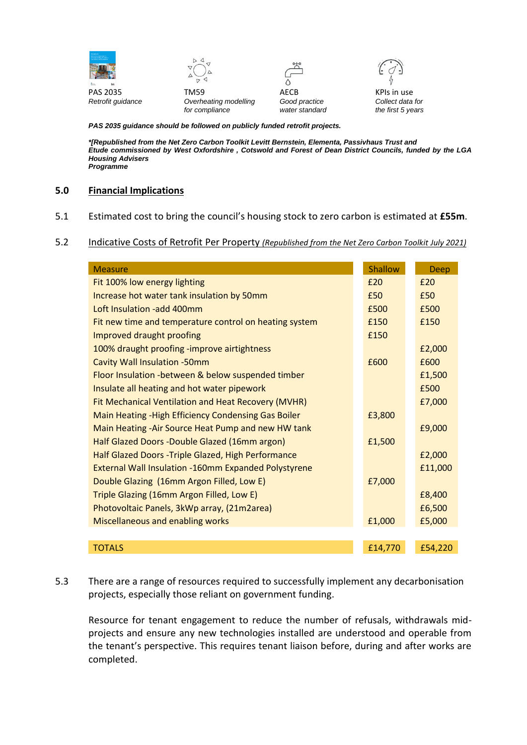PAS 2035
*Retrofit guidance*

TM59
*Overheating modelling for compliance*

AECB
*Good practice water standard*

KPIs in use
*Collect data for the first 5 years*

***PAS 2035 guidance should be followed on publicly funded retrofit projects.***

***[Republished from the Net Zero Carbon Toolkit Levitt Bernstein, Elementa, Passivhaus Trust and Etude commissioned by West Oxfordshire , Cotswold and Forest of Dean District Councils, funded by the LGA Housing Advisers Programme***

## 5.0 Financial Implications

5.1 Estimated cost to bring the council's housing stock to zero carbon is estimated at **£55m**.

5.2 Indicative Costs of Retrofit Per Property *(Republished from the Net Zero Carbon Toolkit July 2021)*

| Measure | Shallow | Deep |
|---|---|---|
| Fit 100% low energy lighting | £20 | £20 |
| Increase hot water tank insulation by 50mm | £50 | £50 |
| Loft Insulation -add 400mm | £500 | £500 |
| Fit new time and temperature control on heating system | £150 | £150 |
| Improved draught proofing | £150 | |
| 100% draught proofing -improve airtightness | | £2,000 |
| Cavity Wall Insulation -50mm | £600 | £600 |
| Floor Insulation -between & below suspended timber | | £1,500 |
| Insulate all heating and hot water pipework | | £500 |
| Fit Mechanical Ventilation and Heat Recovery (MVHR) | | £7,000 |
| Main Heating -High Efficiency Condensing Gas Boiler | £3,800 | |
| Main Heating -Air Source Heat Pump and new HW tank | | £9,000 |
| Half Glazed Doors -Double Glazed (16mm argon) | £1,500 | |
| Half Glazed Doors -Triple Glazed, High Performance | | £2,000 |
| External Wall Insulation -160mm Expanded Polystyrene | | £11,000 |
| Double Glazing (16mm Argon Filled, Low E) | £7,000 | |
| Triple Glazing (16mm Argon Filled, Low E) | | £8,400 |
| Photovoltaic Panels, 3kWp array, (21m2area) | | £6,500 |
| Miscellaneous and enabling works | £1,000 | £5,000 |
| | | |
| TOTALS | £14,770 | £54,220 |

5.3 There are a range of resources required to successfully implement any decarbonisation projects, especially those reliant on government funding.

Resource for tenant engagement to reduce the number of refusals, withdrawals mid-projects and ensure any new technologies installed are understood and operable from the tenant's perspective. This requires tenant liaison before, during and after works are completed.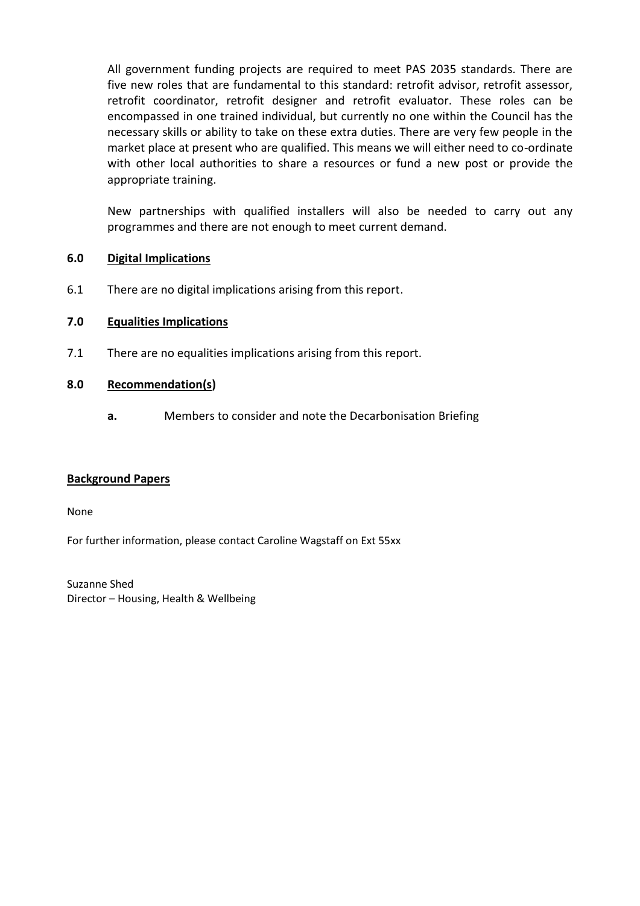All government funding projects are required to meet PAS 2035 standards. There are five new roles that are fundamental to this standard: retrofit advisor, retrofit assessor, retrofit coordinator, retrofit designer and retrofit evaluator. These roles can be encompassed in one trained individual, but currently no one within the Council has the necessary skills or ability to take on these extra duties. There are very few people in the market place at present who are qualified. This means we will either need to co-ordinate with other local authorities to share a resources or fund a new post or provide the appropriate training.

New partnerships with qualified installers will also be needed to carry out any programmes and there are not enough to meet current demand.

## 6.0 Digital Implications

6.1 There are no digital implications arising from this report.

## 7.0 Equalities Implications

7.1 There are no equalities implications arising from this report.

## 8.0 Recommendation(s)

**a.** Members to consider and note the Decarbonisation Briefing

**Background Papers**

None

For further information, please contact Caroline Wagstaff on Ext 55xx

Suzanne Shed
Director – Housing, Health & Wellbeing